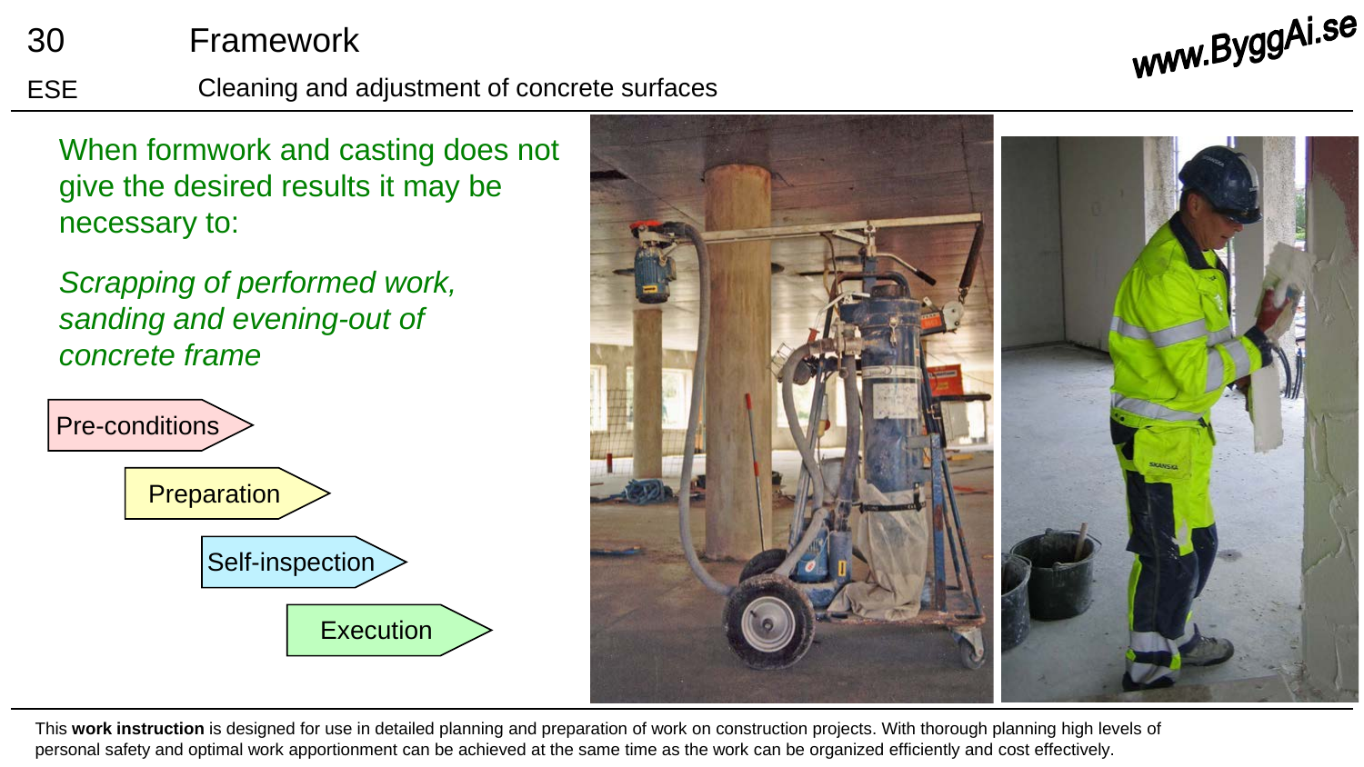# 30 Framework

## ESE Cleaning and adjustment of concrete surfaces

www.ByggAi.se

When formwork and casting does not give the desired results it may be necessary to:

*Scrapping of performed work, sanding and evening-out of concrete frame*

- Pre-conditions
- Preparation
- Self-inspection
- Execution

This **work instruction** is designed for use in detailed planning and preparation of work on construction projects. With thorough planning high levels of personal safety and optimal work apportionment can be achieved at the same time as the work can be organized efficiently and cost effectively.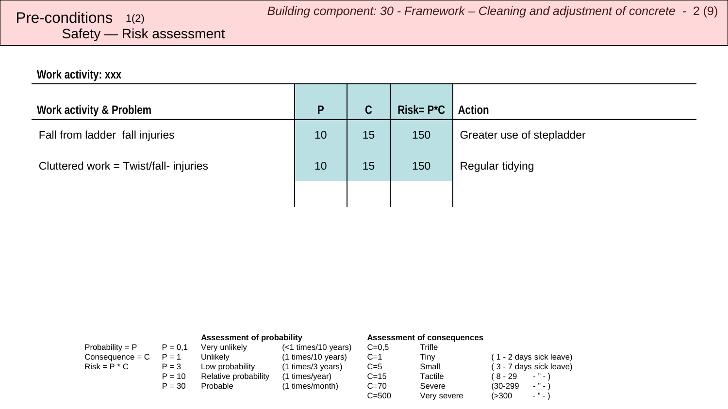# Pre-conditions 1(2)

## Safety — Risk assessment

**Work activity: xxx**

| Work activity & Problem | P | C | Risk= P*C | Action |
|---|---|---|---|---|
| Fall from ladder fall injuries | 10 | 15 | 150 | Greater use of stepladder |
| Cluttered work = Twist/fall- injuries | 10 | 15 | 150 | Regular tidying |
| | | | | |

| | | Assessment of probability | | Assessment of consequences | | |
|---|---|---|---|---|---|---|
| Probability = P | P = 0,1 | Very unlikely | (<1 times/10 years) | C=0,5 | Trifle | |
| Consequence = C | P = 1 | Unlikely | (1 times/10 years) | C=1 | Tiny | ( 1 - 2 days sick leave) |
| Risk = P * C | P = 3 | Low probability | (1 times/3 years) | C=5 | Small | ( 3 - 7 days sick leave) |
| | P = 10 | Relative probability | (1 times/year) | C=15 | Tactile | ( 8 - 29 - ” - ) |
| | P = 30 | Probable | (1 times/month) | C=70 | Severe | (30-299 - ” - ) |
| | | | | C=500 | Very severe | (>300 - ” - ) |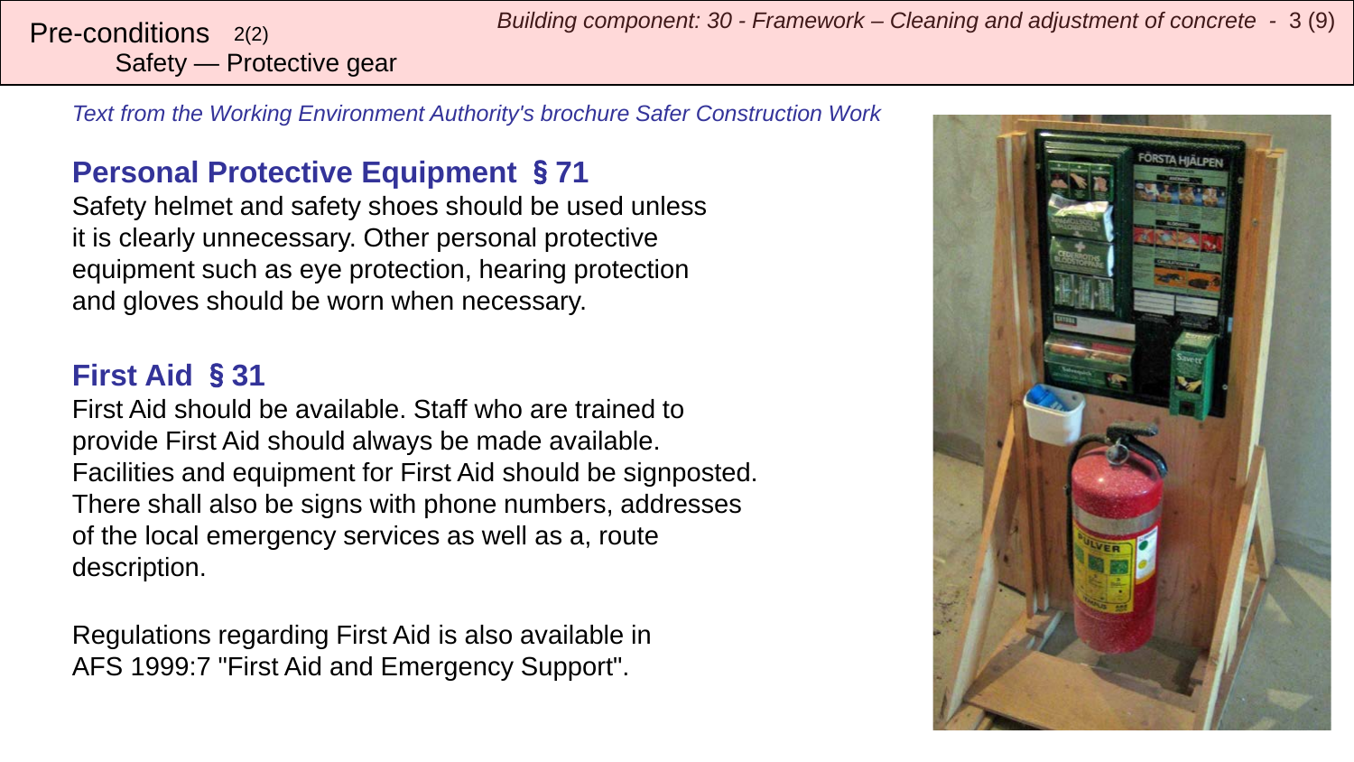# Pre-conditions 2(2)
## Safety — Protective gear

*Text from the Working Environment Authority's brochure Safer Construction Work*

### Personal Protective Equipment § 71

Safety helmet and safety shoes should be used unless it is clearly unnecessary. Other personal protective equipment such as eye protection, hearing protection and gloves should be worn when necessary.

### First Aid § 31

First Aid should be available. Staff who are trained to provide First Aid should always be made available. Facilities and equipment for First Aid should be signposted. There shall also be signs with phone numbers, addresses of the local emergency services as well as a, route description.

Regulations regarding First Aid is also available in AFS 1999:7 "First Aid and Emergency Support".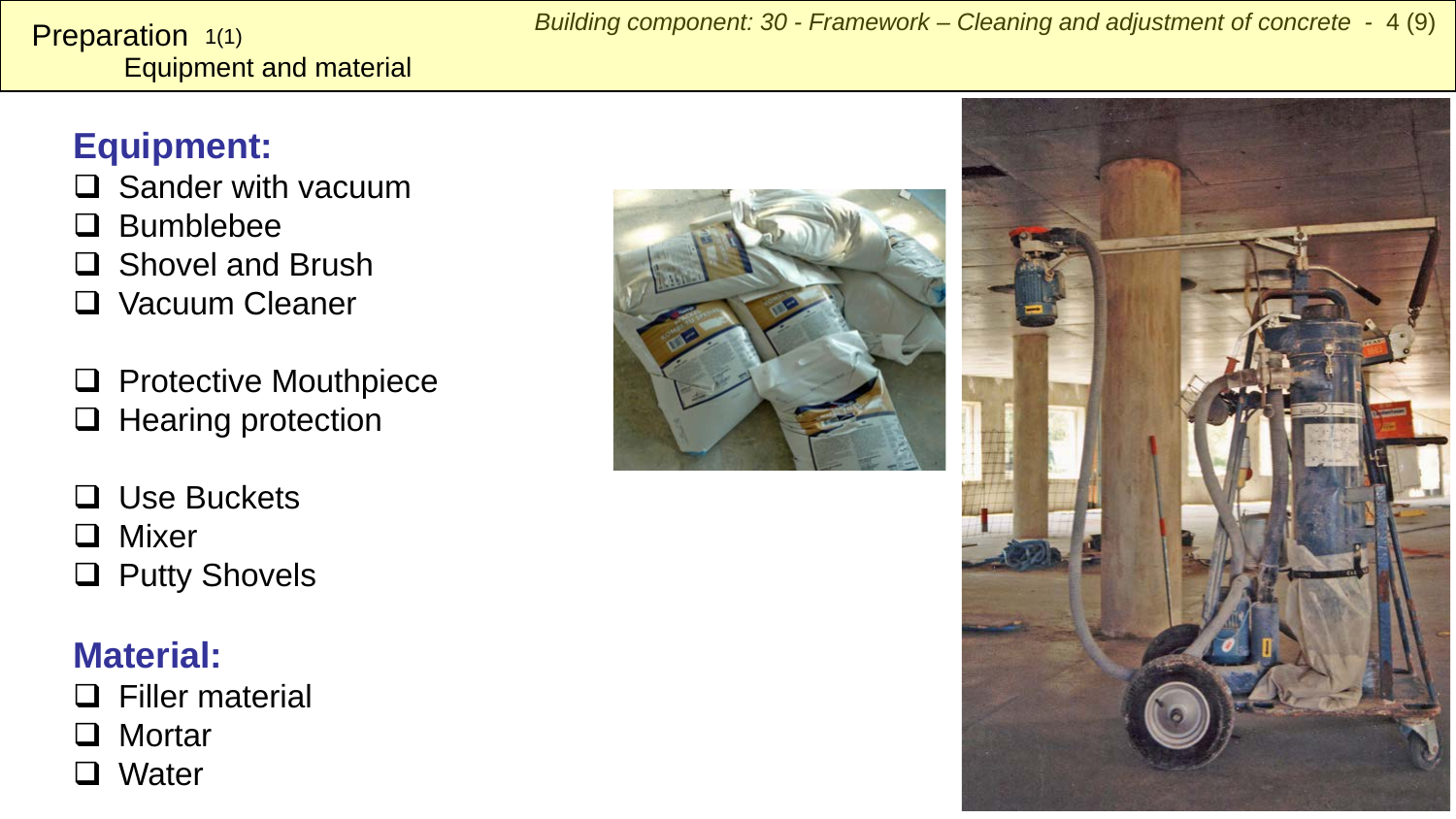# Preparation 1(1)

## Equipment and material

### Equipment:

- ❑ Sander with vacuum
- ❑ Bumblebee
- ❑ Shovel and Brush
- ❑ Vacuum Cleaner

- ❑ Protective Mouthpiece
- ❑ Hearing protection

- ❑ Use Buckets
- ❑ Mixer
- ❑ Putty Shovels

### Material:

- ❑ Filler material
- ❑ Mortar
- ❑ Water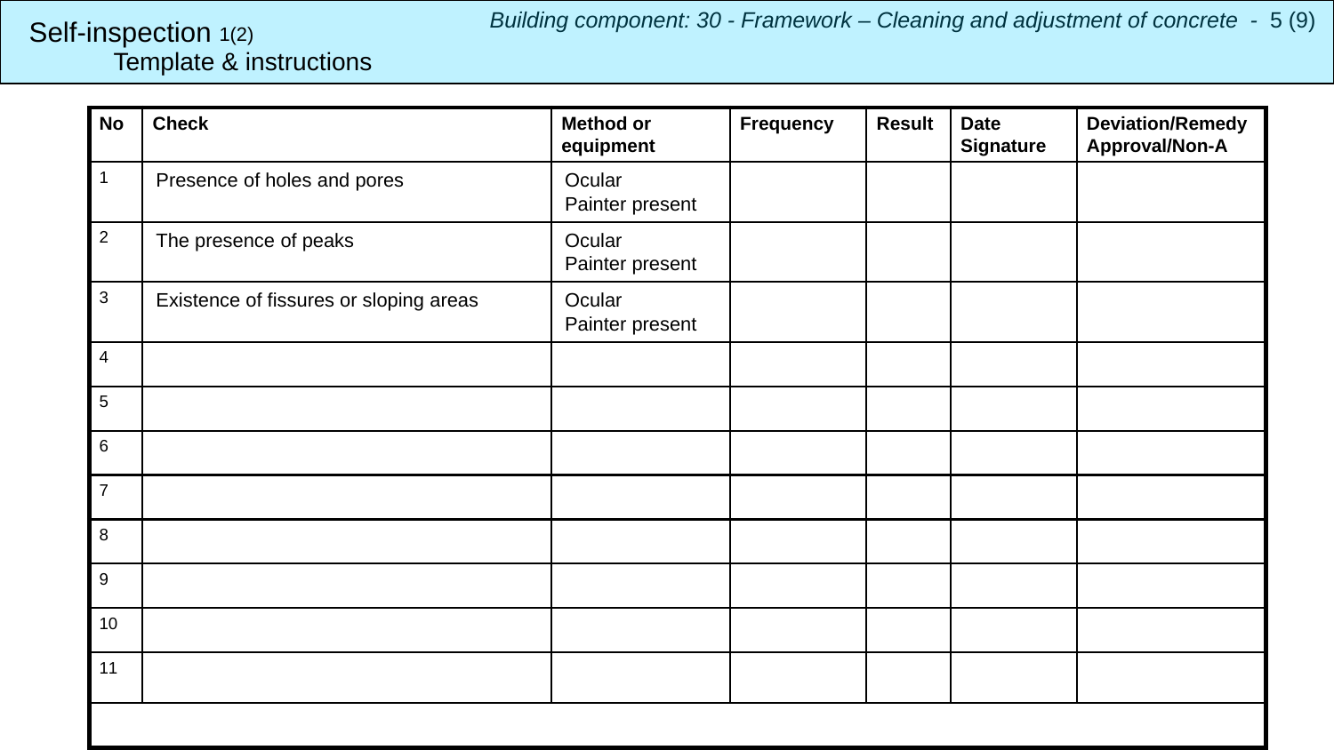# Self-inspection 1(2)
## Template & instructions

*Building component: 30 - Framework – Cleaning and adjustment of concrete*

| No | Check | Method or equipment | Frequency | Result | Date Signature | Deviation/Remedy Approval/Non-A |
|---|---|---|---|---|---|---|
| 1 | Presence of holes and pores | Ocular<br>Painter present | | | | |
| 2 | The presence of peaks | Ocular<br>Painter present | | | | |
| 3 | Existence of fissures or sloping areas | Ocular<br>Painter present | | | | |
| 4 | | | | | | |
| 5 | | | | | | |
| 6 | | | | | | |
| 7 | | | | | | |
| 8 | | | | | | |
| 9 | | | | | | |
| 10 | | | | | | |
| 11 | | | | | | |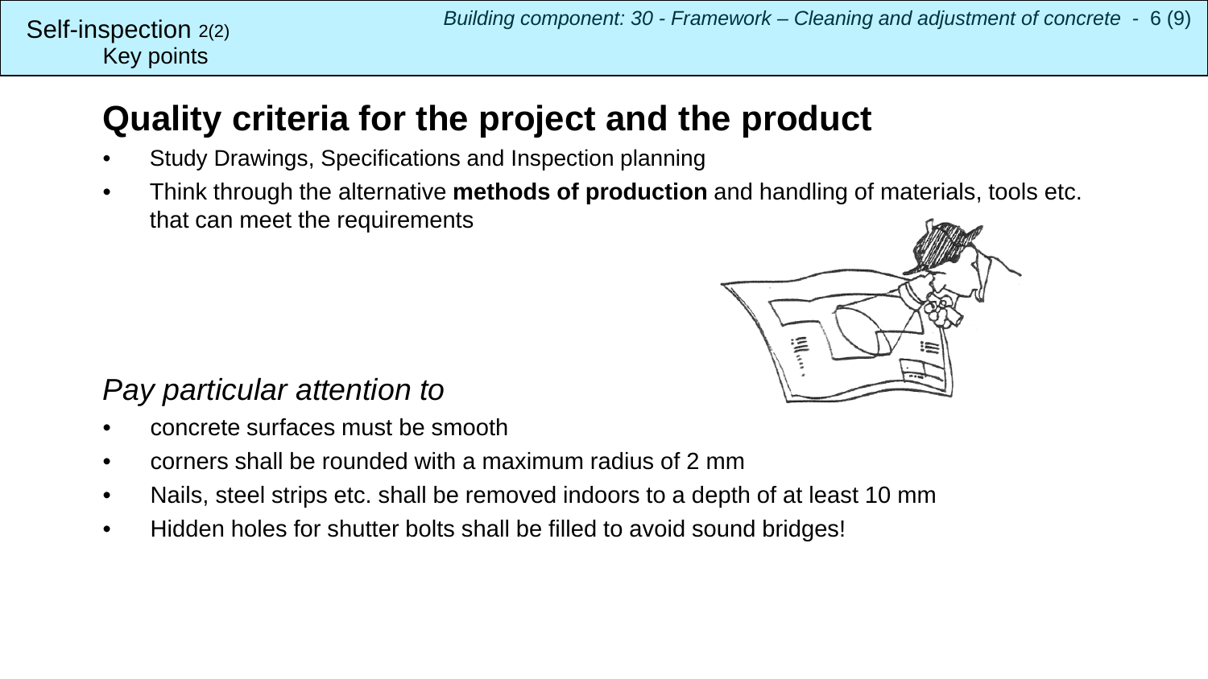Self-inspection 2(2)
Key points

# Quality criteria for the project and the product

- Study Drawings, Specifications and Inspection planning
- Think through the alternative **methods of production** and handling of materials, tools etc. that can meet the requirements

*Pay particular attention to*

- concrete surfaces must be smooth
- corners shall be rounded with a maximum radius of 2 mm
- Nails, steel strips etc. shall be removed indoors to a depth of at least 10 mm
- Hidden holes for shutter bolts shall be filled to avoid sound bridges!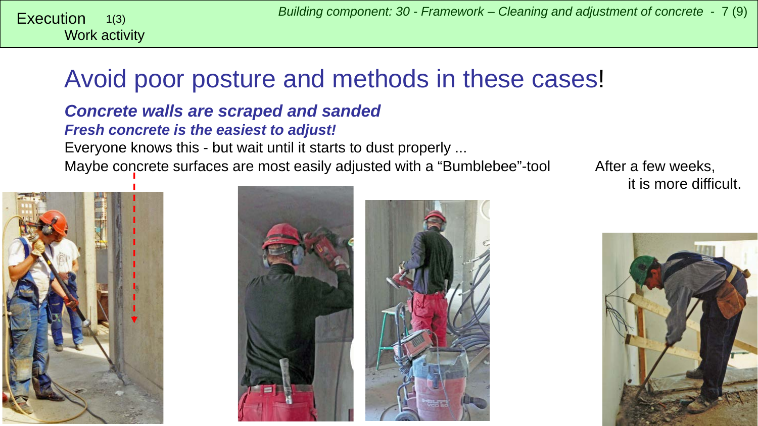Execution 1(3)
Work activity

# Avoid poor posture and methods in these cases!

## *Concrete walls are scraped and sanded*

***Fresh concrete is the easiest to adjust!***

Everyone knows this - but wait until it starts to dust properly ...

Maybe concrete surfaces are most easily adjusted with a “Bumblebee”-tool

After a few weeks, it is more difficult.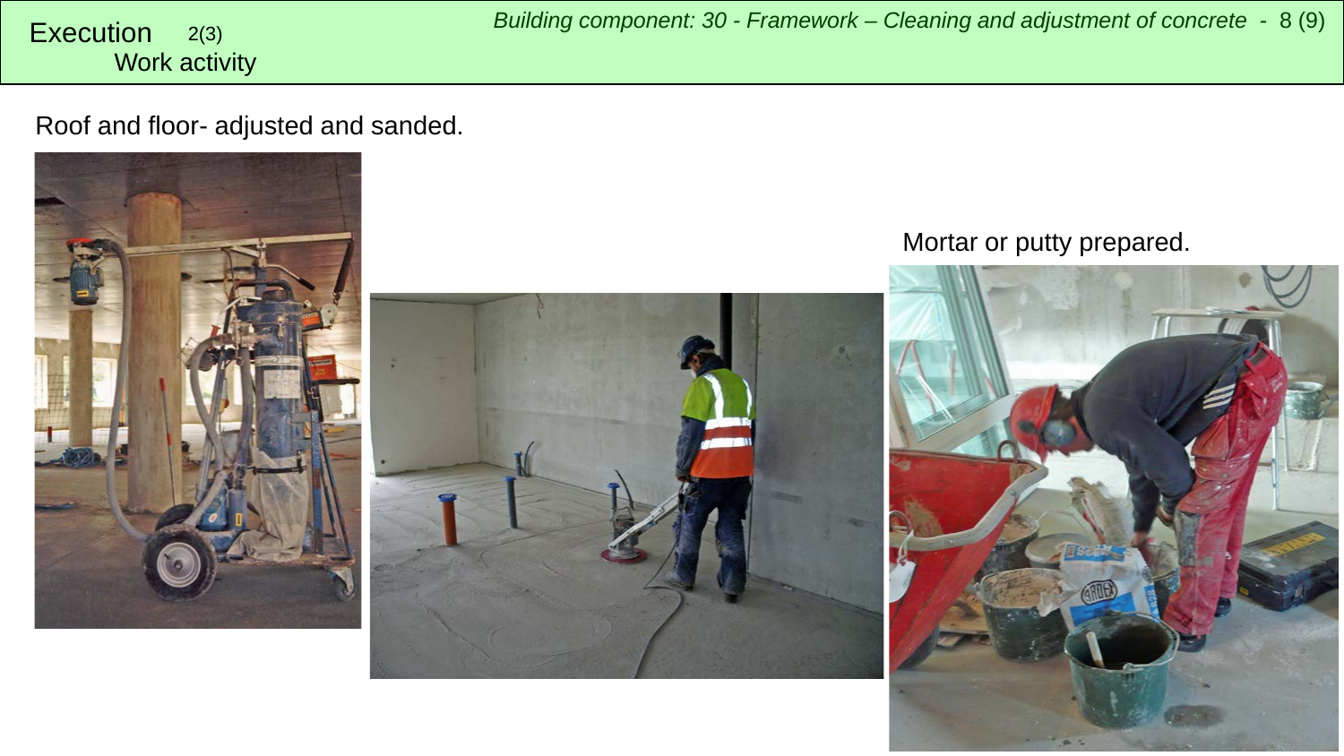# Execution 2(3)

## Work activity

*Building component: 30 - Framework – Cleaning and adjustment of concrete*

Roof and floor- adjusted and sanded.

Mortar or putty prepared.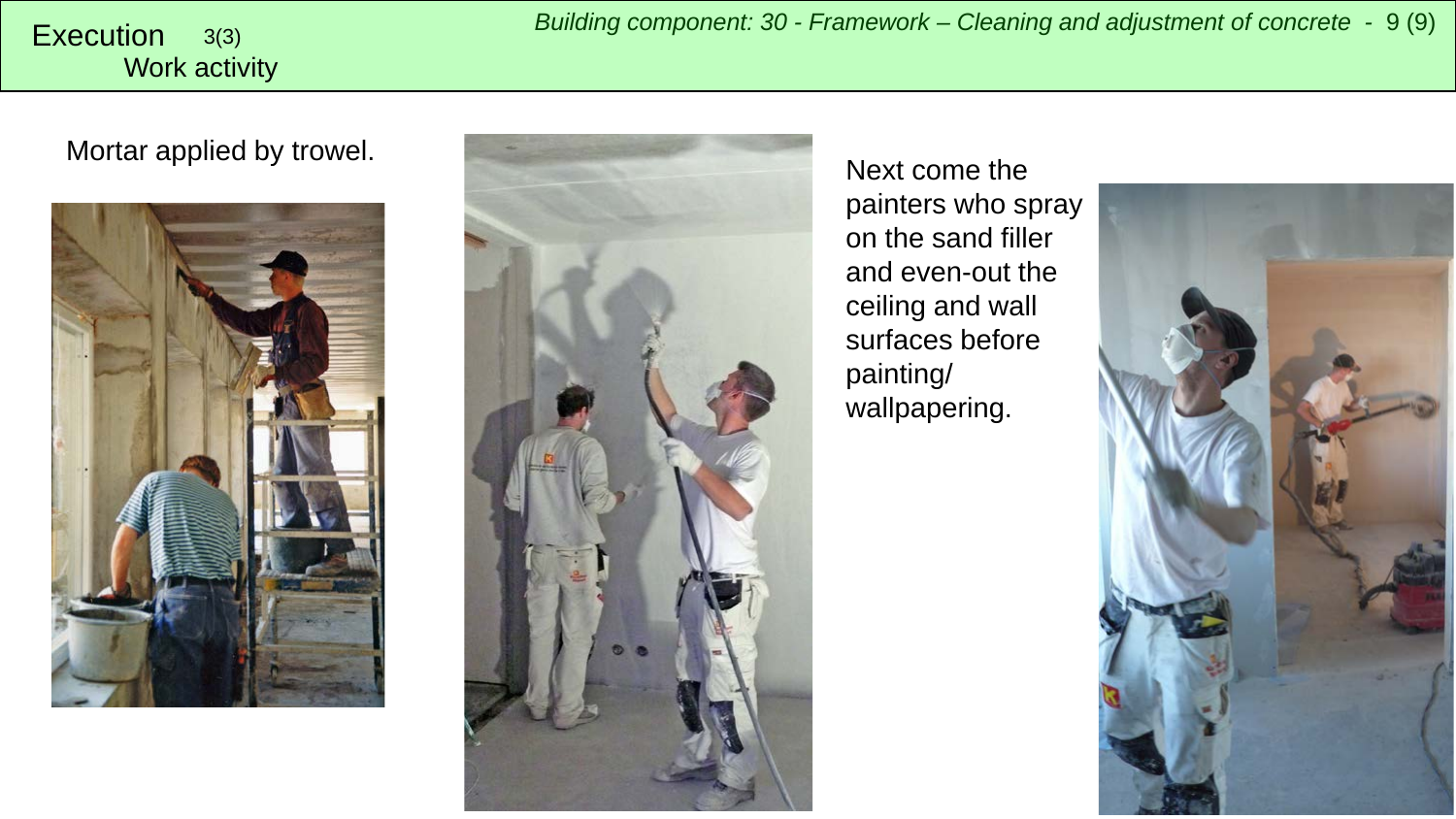# Execution 3(3)

## Work activity

*Building component: 30 - Framework – Cleaning and adjustment of concrete*

Mortar applied by trowel.

Next come the painters who spray on the sand filler and even-out the ceiling and wall surfaces before painting/ wallpapering.